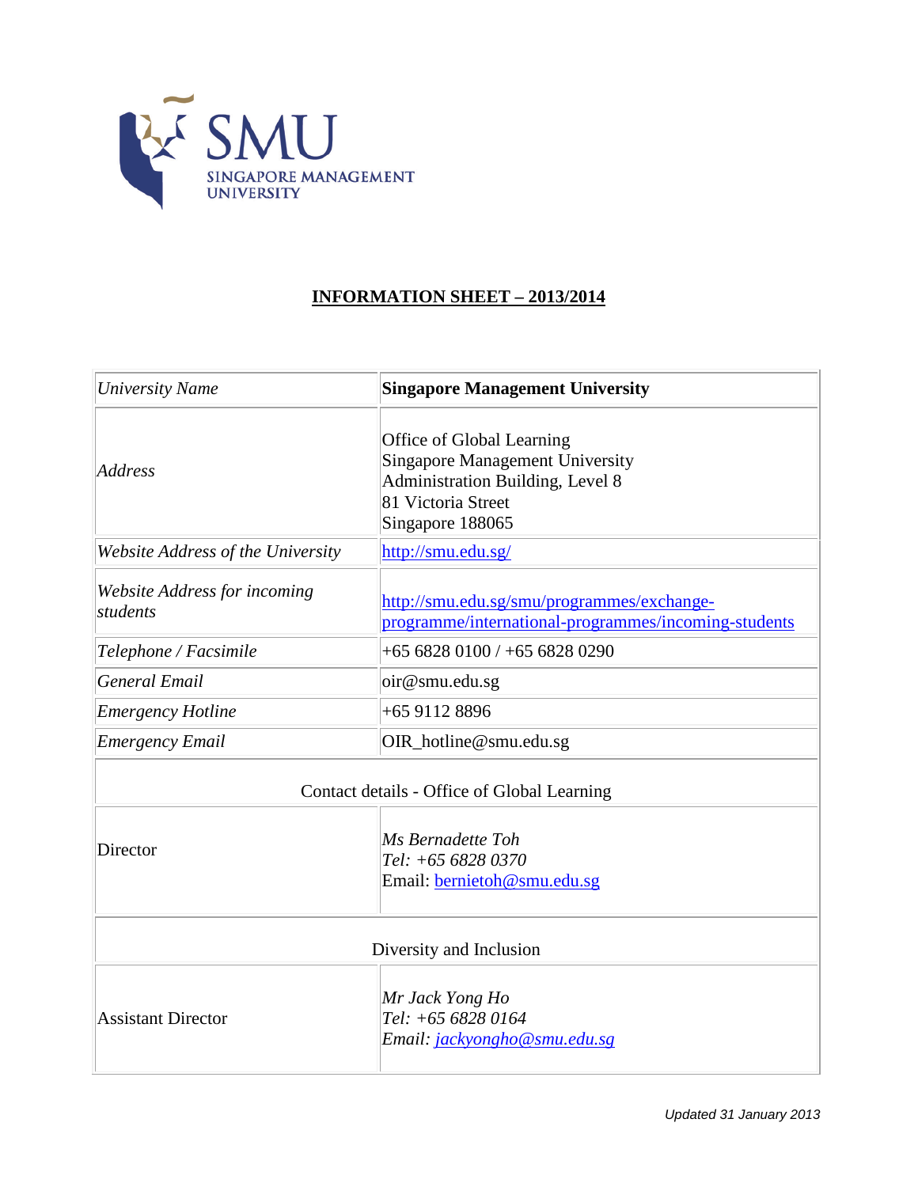SMU

SINGAPORE MANAGEMENT UNIVERSITY

# INFORMATION SHEET – 2013/2014

| *University Name* | **Singapore Management University** |
|---|---|
| *Address* | Office of Global Learning<br>Singapore Management University<br>Administration Building, Level 8<br>81 Victoria Street<br>Singapore 188065 |
| *Website Address of the University* | http://smu.edu.sg/ |
| *Website Address for incoming students* | http://smu.edu.sg/smu/programmes/exchange-programme/international-programmes/incoming-students |
| *Telephone / Facsimile* | +65 6828 0100 / +65 6828 0290 |
| *General Email* | oir@smu.edu.sg |
| *Emergency Hotline* | +65 9112 8896 |
| *Emergency Email* | OIR_hotline@smu.edu.sg |
| Contact details - Office of Global Learning | |
| Director | *Ms Bernadette Toh*<br>*Tel: +65 6828 0370*<br>Email: bernietoh@smu.edu.sg |
| Diversity and Inclusion | |
| Assistant Director | *Mr Jack Yong Ho*<br>*Tel: +65 6828 0164*<br>*Email: jackyongho@smu.edu.sg* |

*Updated 31 January 2013*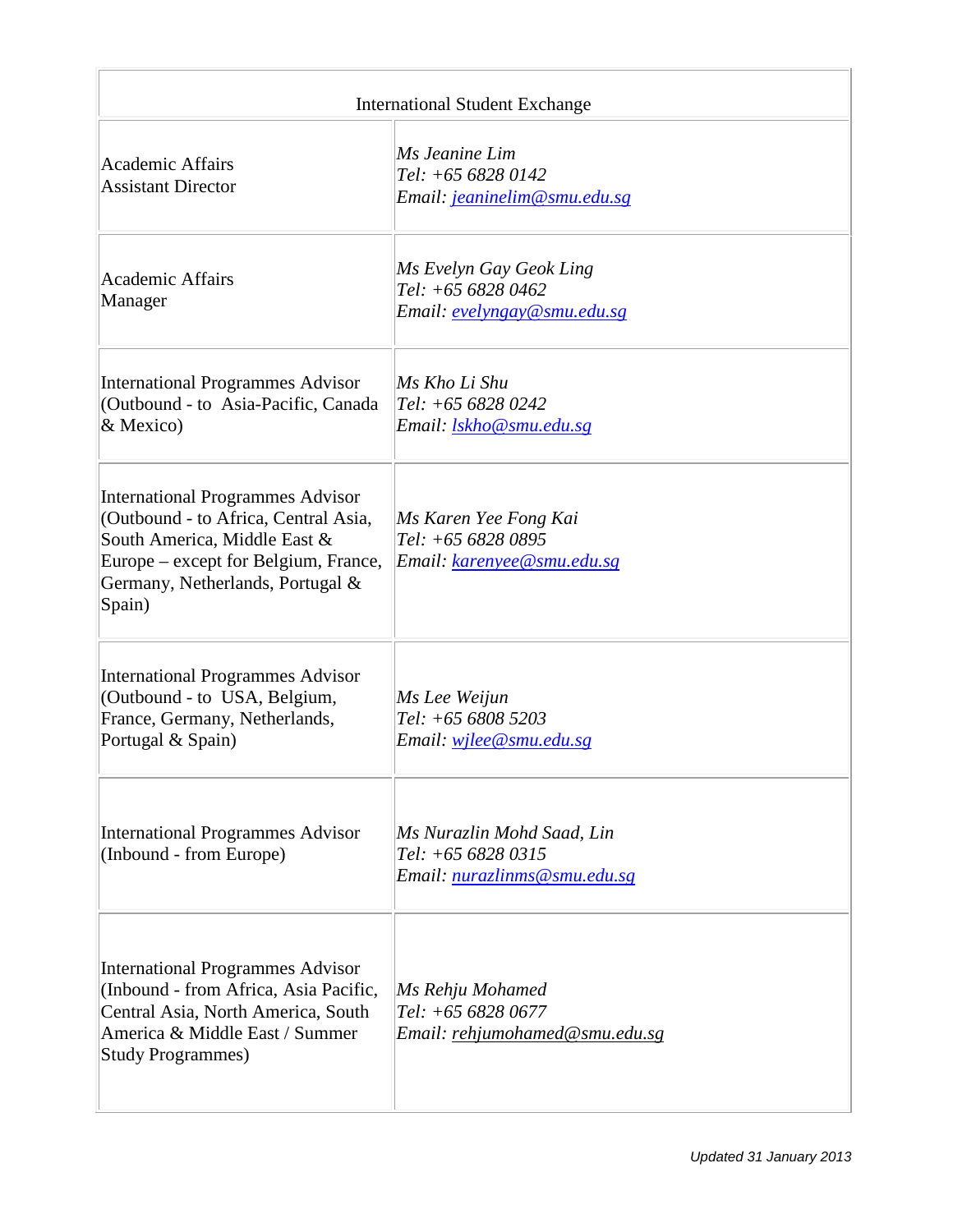| International Student Exchange | |
|---|---|
| Academic Affairs<br>Assistant Director | *Ms Jeanine Lim*<br>*Tel: +65 6828 0142*<br>*Email: jeaninelim@smu.edu.sg* |
| Academic Affairs<br>Manager | *Ms Evelyn Gay Geok Ling*<br>*Tel: +65 6828 0462*<br>*Email: evelyngay@smu.edu.sg* |
| International Programmes Advisor (Outbound - to Asia-Pacific, Canada & Mexico) | *Ms Kho Li Shu*<br>*Tel: +65 6828 0242*<br>*Email: lskho@smu.edu.sg* |
| International Programmes Advisor (Outbound - to Africa, Central Asia, South America, Middle East & Europe – except for Belgium, France, Germany, Netherlands, Portugal & Spain) | *Ms Karen Yee Fong Kai*<br>*Tel: +65 6828 0895*<br>*Email: karenyee@smu.edu.sg* |
| International Programmes Advisor (Outbound - to USA, Belgium, France, Germany, Netherlands, Portugal & Spain) | *Ms Lee Weijun*<br>*Tel: +65 6808 5203*<br>*Email: wjlee@smu.edu.sg* |
| International Programmes Advisor (Inbound - from Europe) | *Ms Nurazlin Mohd Saad, Lin*<br>*Tel: +65 6828 0315*<br>*Email: nurazlinms@smu.edu.sg* |
| International Programmes Advisor (Inbound - from Africa, Asia Pacific, Central Asia, North America, South America & Middle East / Summer Study Programmes) | *Ms Rehju Mohamed*<br>*Tel: +65 6828 0677*<br>*Email: rehjumohamed@smu.edu.sg* |

*Updated 31 January 2013*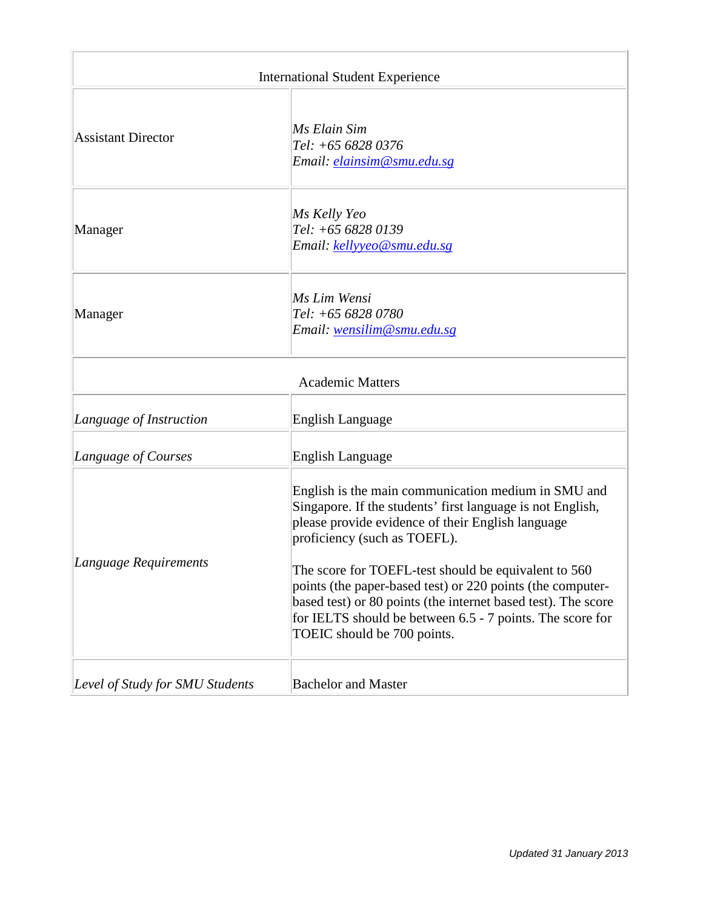| International Student Experience | |
|---|---|
| Assistant Director | *Ms Elain Sim*<br>*Tel: +65 6828 0376*<br>*Email: elainsim@smu.edu.sg* |
| Manager | *Ms Kelly Yeo*<br>*Tel: +65 6828 0139*<br>*Email: kellyyeo@smu.edu.sg* |
| Manager | *Ms Lim Wensi*<br>*Tel: +65 6828 0780*<br>*Email: wensilim@smu.edu.sg* |
| **Academic Matters** | |
| *Language of Instruction* | English Language |
| *Language of Courses* | English Language |
| *Language Requirements* | English is the main communication medium in SMU and Singapore. If the students' first language is not English, please provide evidence of their English language proficiency (such as TOEFL).<br><br>The score for TOEFL-test should be equivalent to 560 points (the paper-based test) or 220 points (the computer-based test) or 80 points (the internet based test). The score for IELTS should be between 6.5 - 7 points. The score for TOEIC should be 700 points. |
| *Level of Study for SMU Students* | Bachelor and Master |

*Updated 31 January 2013*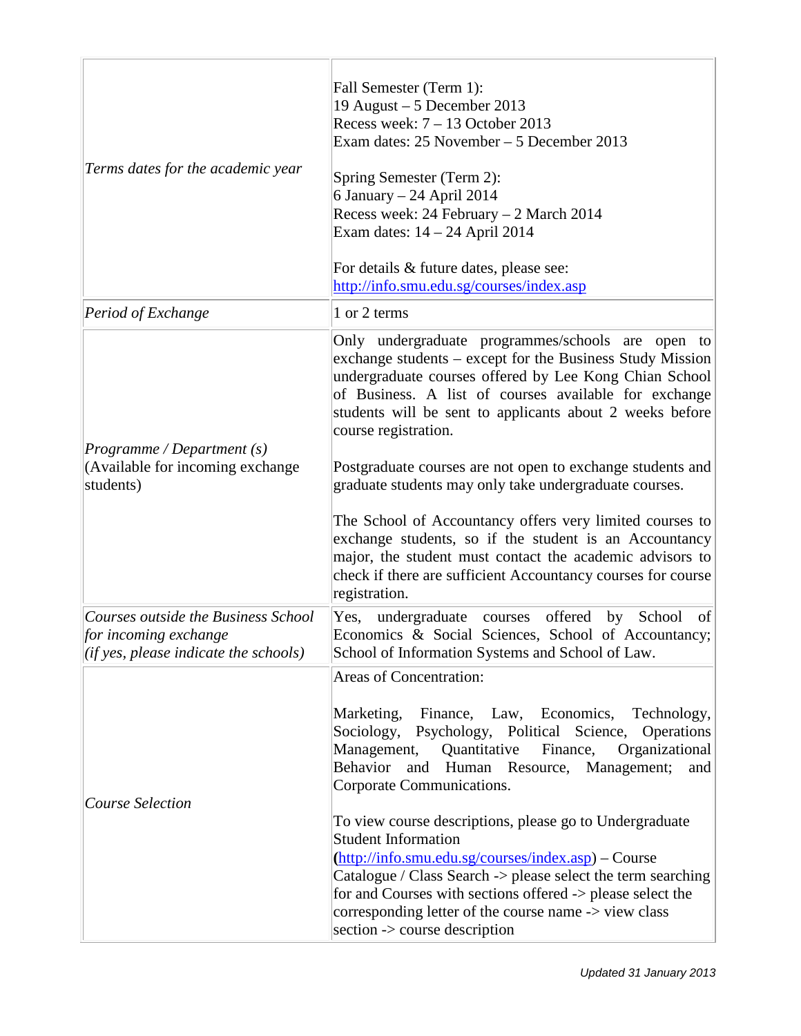| | |
|---|---|
| *Terms dates for the academic year* | Fall Semester (Term 1):<br>19 August – 5 December 2013<br>Recess week: 7 – 13 October 2013<br>Exam dates: 25 November – 5 December 2013<br><br>Spring Semester (Term 2):<br>6 January – 24 April 2014<br>Recess week: 24 February – 2 March 2014<br>Exam dates: 14 – 24 April 2014<br><br>For details & future dates, please see:<br>http://info.smu.edu.sg/courses/index.asp |
| *Period of Exchange* | 1 or 2 terms |
| *Programme / Department (s)*<br>(Available for incoming exchange students) | Only undergraduate programmes/schools are open to exchange students – except for the Business Study Mission undergraduate courses offered by Lee Kong Chian School of Business. A list of courses available for exchange students will be sent to applicants about 2 weeks before course registration.<br><br>Postgraduate courses are not open to exchange students and graduate students may only take undergraduate courses.<br><br>The School of Accountancy offers very limited courses to exchange students, so if the student is an Accountancy major, the student must contact the academic advisors to check if there are sufficient Accountancy courses for course registration. |
| *Courses outside the Business School for incoming exchange*<br>*(if yes, please indicate the schools)* | Yes, undergraduate courses offered by School of Economics & Social Sciences, School of Accountancy; School of Information Systems and School of Law. |
| *Course Selection* | Areas of Concentration:<br><br>Marketing, Finance, Law, Economics, Technology, Sociology, Psychology, Political Science, Operations Management, Quantitative Finance, Organizational Behavior and Human Resource, Management; and Corporate Communications.<br><br>To view course descriptions, please go to Undergraduate Student Information (http://info.smu.edu.sg/courses/index.asp) – Course Catalogue / Class Search -> please select the term searching for and Courses with sections offered -> please select the corresponding letter of the course name -> view class section -> course description |

*Updated 31 January 2013*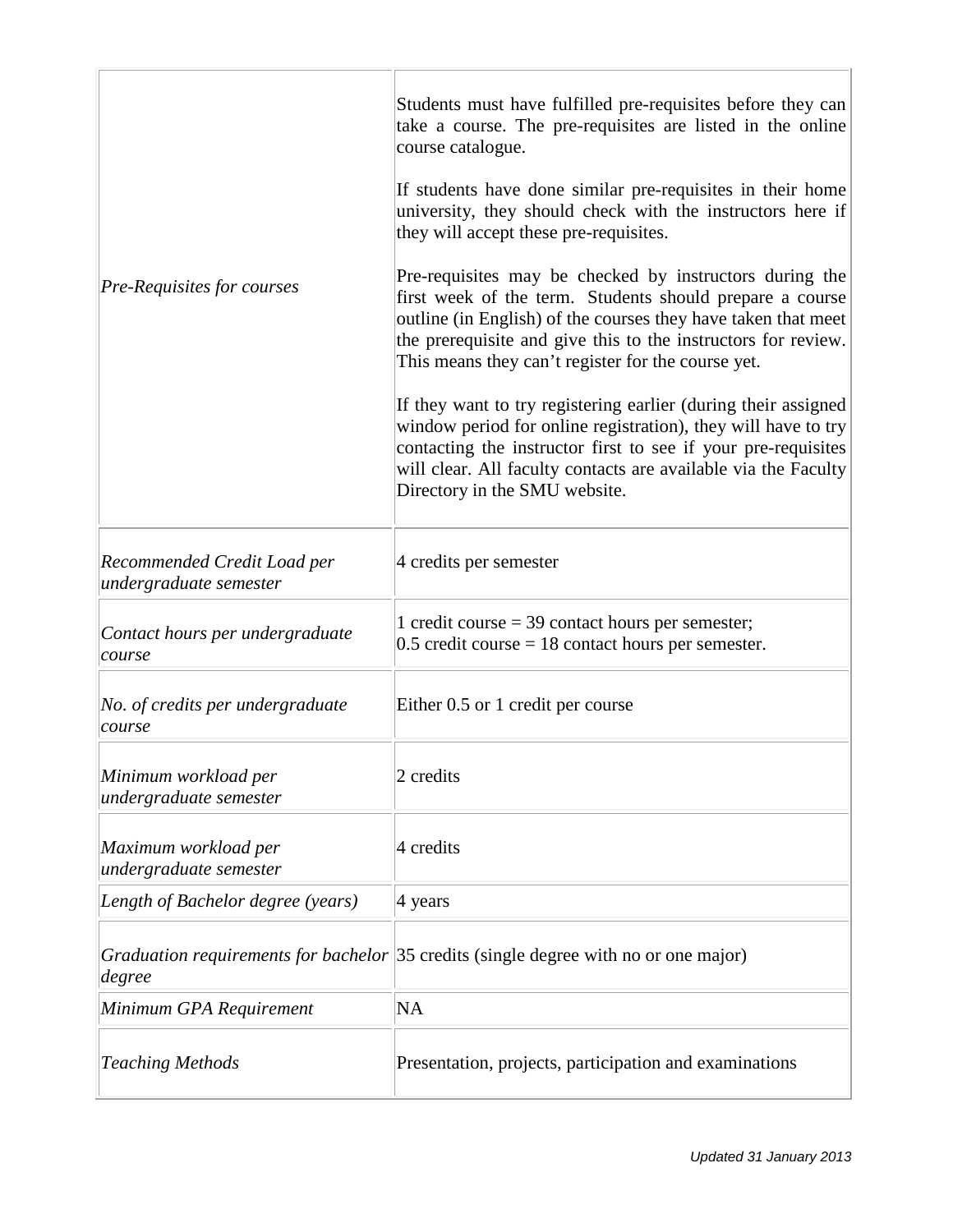| | |
|---|---|
| *Pre-Requisites for courses* | Students must have fulfilled pre-requisites before they can take a course. The pre-requisites are listed in the online course catalogue.<br><br>If students have done similar pre-requisites in their home university, they should check with the instructors here if they will accept these pre-requisites.<br><br>Pre-requisites may be checked by instructors during the first week of the term. Students should prepare a course outline (in English) of the courses they have taken that meet the prerequisite and give this to the instructors for review. This means they can't register for the course yet.<br><br>If they want to try registering earlier (during their assigned window period for online registration), they will have to try contacting the instructor first to see if your pre-requisites will clear. All faculty contacts are available via the Faculty Directory in the SMU website. |
| *Recommended Credit Load per undergraduate semester* | 4 credits per semester |
| *Contact hours per undergraduate course* | 1 credit course = 39 contact hours per semester;<br>0.5 credit course = 18 contact hours per semester. |
| *No. of credits per undergraduate course* | Either 0.5 or 1 credit per course |
| *Minimum workload per undergraduate semester* | 2 credits |
| *Maximum workload per undergraduate semester* | 4 credits |
| *Length of Bachelor degree (years)* | 4 years |
| *Graduation requirements for bachelor degree* | 35 credits (single degree with no or one major) |
| *Minimum GPA Requirement* | NA |
| *Teaching Methods* | Presentation, projects, participation and examinations |

*Updated 31 January 2013*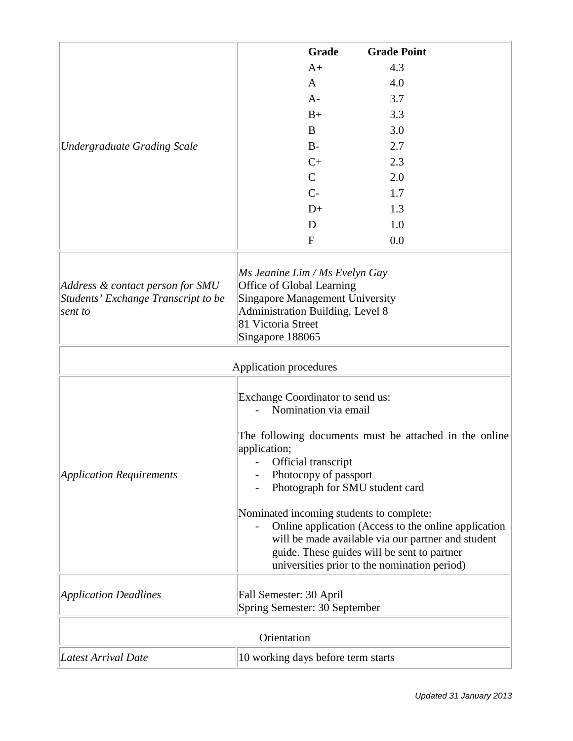| | |
|---|---|
| *Undergraduate Grading Scale* | **Grade** / **Grade Point**<br>A+ 4.3<br>A 4.0<br>A- 3.7<br>B+ 3.3<br>B 3.0<br>B- 2.7<br>C+ 2.3<br>C 2.0<br>C- 1.7<br>D+ 1.3<br>D 1.0<br>F 0.0 |
| *Address & contact person for SMU Students' Exchange Transcript to be sent to* | *Ms Jeanine Lim / Ms Evelyn Gay*<br>Office of Global Learning<br>Singapore Management University<br>Administration Building, Level 8<br>81 Victoria Street<br>Singapore 188065 |
| Application procedures | |
| *Application Requirements* | Exchange Coordinator to send us:<br>- Nomination via email<br><br>The following documents must be attached in the online application;<br>- Official transcript<br>- Photocopy of passport<br>- Photograph for SMU student card<br><br>Nominated incoming students to complete:<br>- Online application (Access to the online application will be made available via our partner and student guide. These guides will be sent to partner universities prior to the nomination period) |
| *Application Deadlines* | Fall Semester: 30 April<br>Spring Semester: 30 September |
| Orientation | |
| *Latest Arrival Date* | 10 working days before term starts |

*Updated 31 January 2013*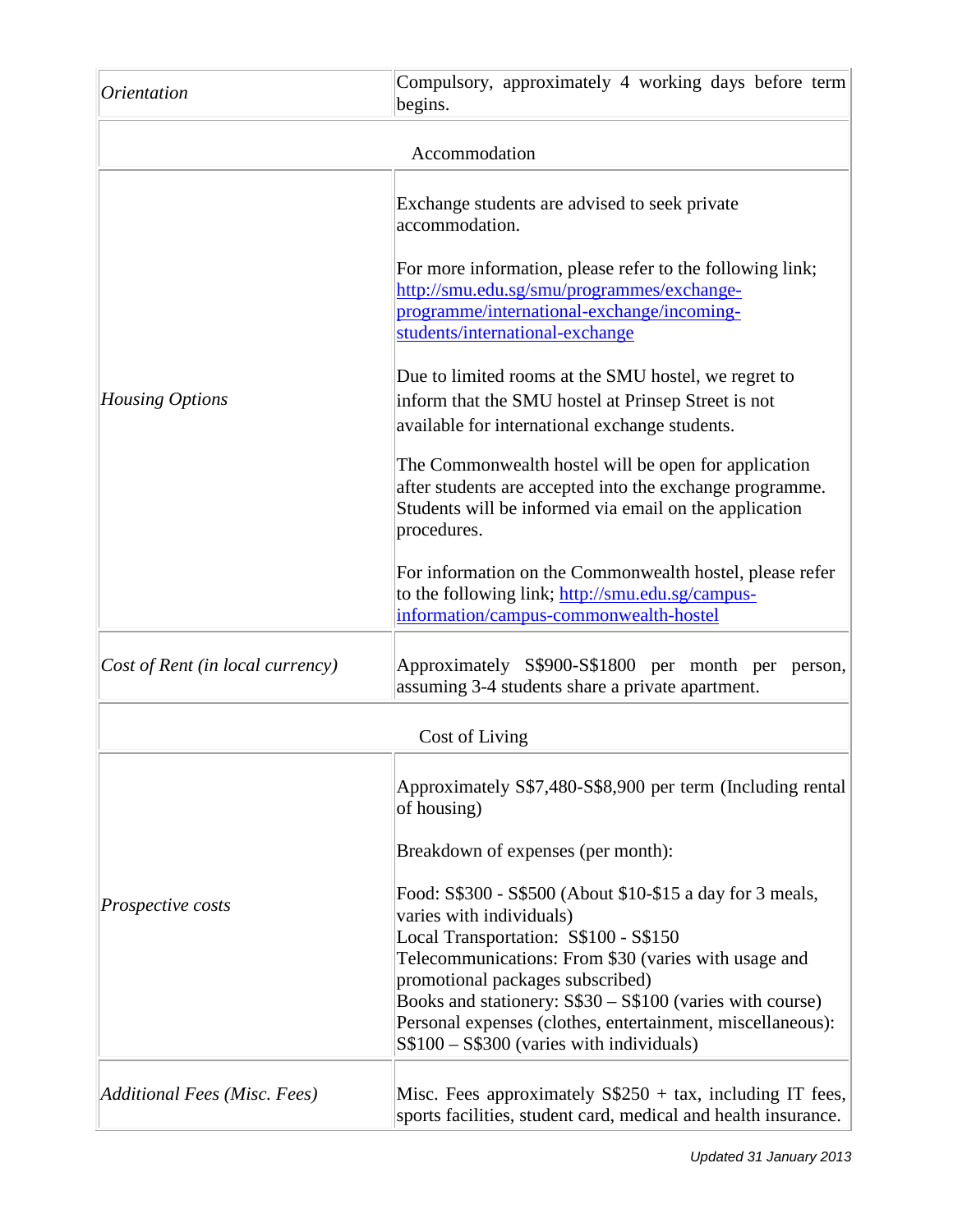| | |
|---|---|
| *Orientation* | Compulsory, approximately 4 working days before term begins. |
| Accommodation | |
| *Housing Options* | Exchange students are advised to seek private accommodation.<br><br>For more information, please refer to the following link; [http://smu.edu.sg/smu/programmes/exchange-programme/international-exchange/incoming-students/international-exchange](http://smu.edu.sg/smu/programmes/exchange-programme/international-exchange/incoming-students/international-exchange)<br><br>Due to limited rooms at the SMU hostel, we regret to inform that the SMU hostel at Prinsep Street is not available for international exchange students.<br><br>The Commonwealth hostel will be open for application after students are accepted into the exchange programme. Students will be informed via email on the application procedures.<br><br>For information on the Commonwealth hostel, please refer to the following link; [http://smu.edu.sg/campus-information/campus-commonwealth-hostel](http://smu.edu.sg/campus-information/campus-commonwealth-hostel) |
| *Cost of Rent (in local currency)* | Approximately S$900-S$1800 per month per person, assuming 3-4 students share a private apartment. |
| Cost of Living | |
| *Prospective costs* | Approximately S$7,480-S$8,900 per term (Including rental of housing)<br><br>Breakdown of expenses (per month):<br><br>Food: S$300 - S$500 (About $10-$15 a day for 3 meals, varies with individuals)<br>Local Transportation: S$100 - S$150<br>Telecommunications: From $30 (varies with usage and promotional packages subscribed)<br>Books and stationery: S$30 – S$100 (varies with course)<br>Personal expenses (clothes, entertainment, miscellaneous): S$100 – S$300 (varies with individuals) |
| *Additional Fees (Misc. Fees)* | Misc. Fees approximately S$250 + tax, including IT fees, sports facilities, student card, medical and health insurance. |

*Updated 31 January 2013*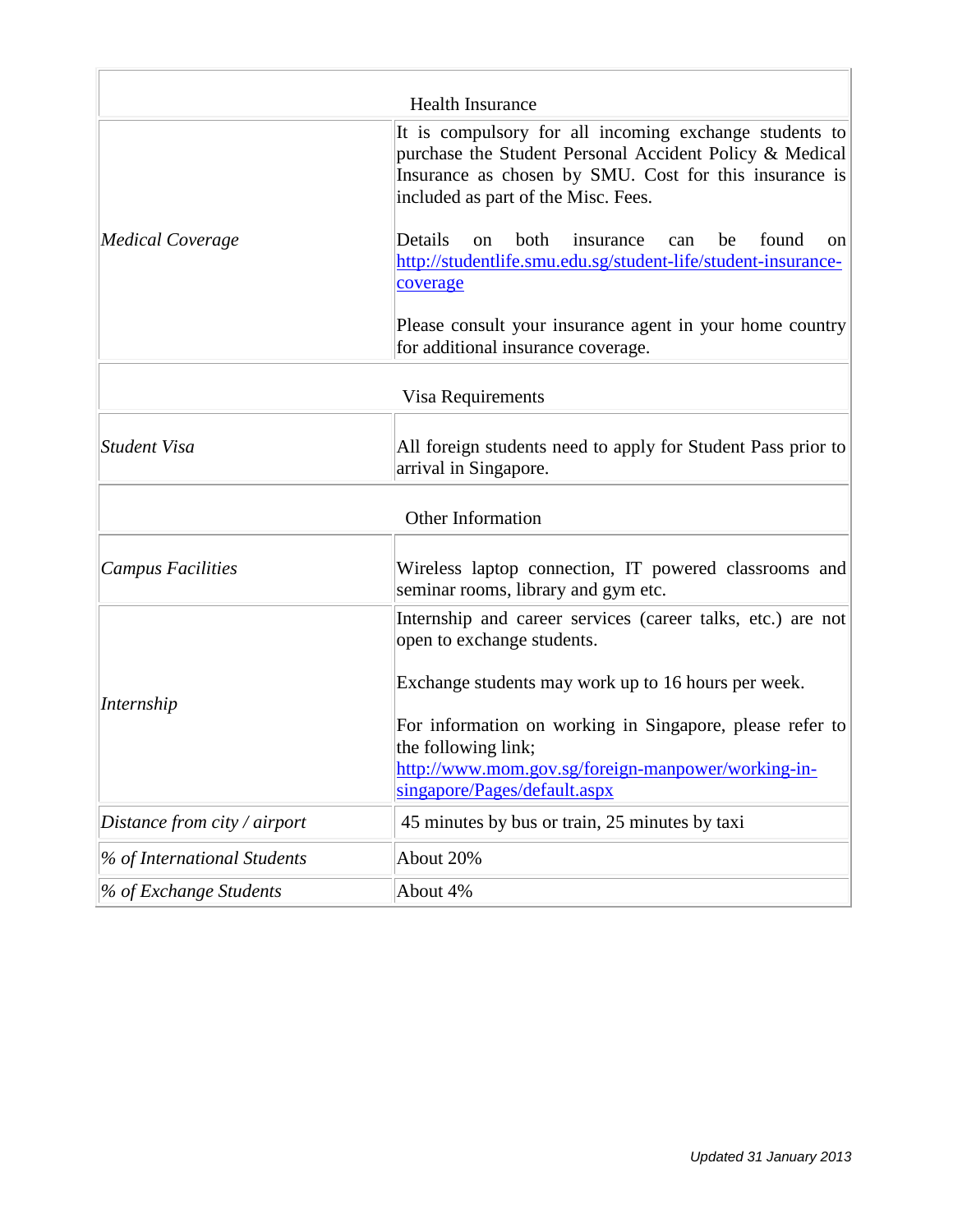| | |
|---|---|
| **Health Insurance** | |
| *Medical Coverage* | It is compulsory for all incoming exchange students to purchase the Student Personal Accident Policy & Medical Insurance as chosen by SMU. Cost for this insurance is included as part of the Misc. Fees.<br><br>Details on both insurance can be found on http://studentlife.smu.edu.sg/student-life/student-insurance-coverage<br><br>Please consult your insurance agent in your home country for additional insurance coverage. |
| **Visa Requirements** | |
| *Student Visa* | All foreign students need to apply for Student Pass prior to arrival in Singapore. |
| **Other Information** | |
| *Campus Facilities* | Wireless laptop connection, IT powered classrooms and seminar rooms, library and gym etc. |
| *Internship* | Internship and career services (career talks, etc.) are not open to exchange students.<br><br>Exchange students may work up to 16 hours per week.<br><br>For information on working in Singapore, please refer to the following link; http://www.mom.gov.sg/foreign-manpower/working-in-singapore/Pages/default.aspx |
| *Distance from city / airport* | 45 minutes by bus or train, 25 minutes by taxi |
| *% of International Students* | About 20% |
| *% of Exchange Students* | About 4% |

*Updated 31 January 2013*